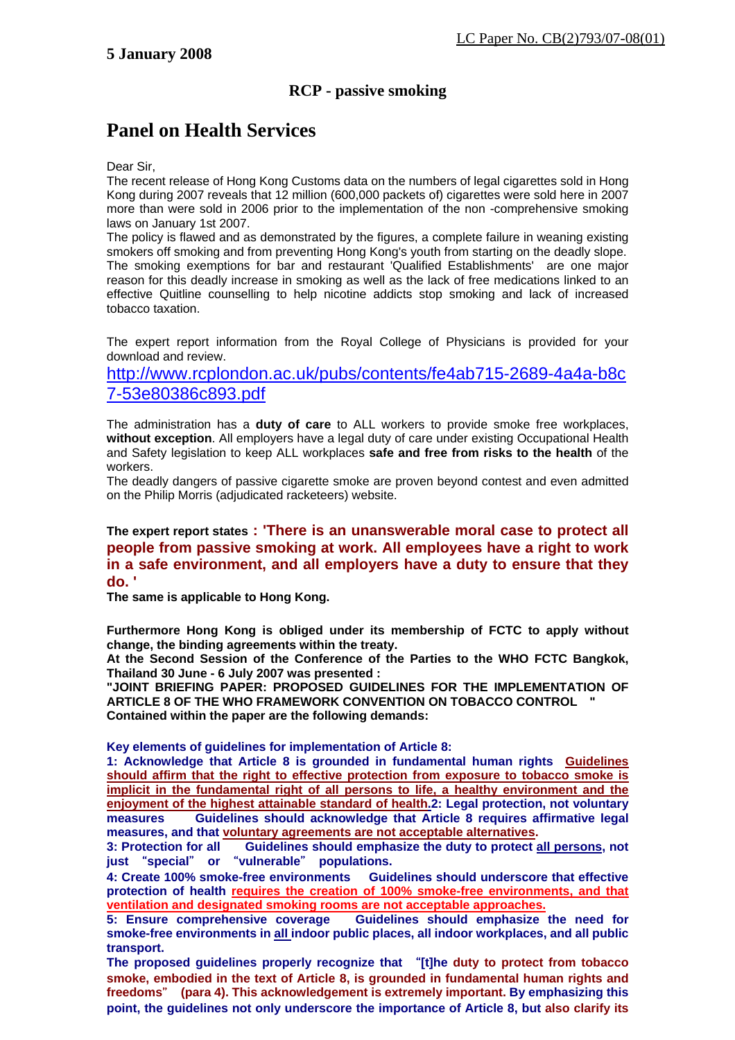LC Paper No. CB(2)793/07-08(01)

**5 January 2008**

**RCP - passive smoking**

# Panel on Health Services

Dear Sir,

The recent release of Hong Kong Customs data on the numbers of legal cigarettes sold in Hong Kong during 2007 reveals that 12 million (600,000 packets of) cigarettes were sold here in 2007 more than were sold in 2006 prior to the implementation of the non -comprehensive smoking laws on January 1st 2007.

The policy is flawed and as demonstrated by the figures, a complete failure in weaning existing smokers off smoking and from preventing Hong Kong's youth from starting on the deadly slope. The smoking exemptions for bar and restaurant 'Qualified Establishments' are one major reason for this deadly increase in smoking as well as the lack of free medications linked to an effective Quitline counselling to help nicotine addicts stop smoking and lack of increased tobacco taxation.

The expert report information from the Royal College of Physicians is provided for your download and review.

http://www.rcplondon.ac.uk/pubs/contents/fe4ab715-2689-4a4a-b8c7-53e80386c893.pdf

The administration has a **duty of care** to ALL workers to provide smoke free workplaces, **without exception**. All employers have a legal duty of care under existing Occupational Health and Safety legislation to keep ALL workplaces **safe and free from risks to the health** of the workers.

The deadly dangers of passive cigarette smoke are proven beyond contest and even admitted on the Philip Morris (adjudicated racketeers) website.

**The expert report states : 'There is an unanswerable moral case to protect all people from passive smoking at work. All employees have a right to work in a safe environment, and all employers have a duty to ensure that they do. '**

**The same is applicable to Hong Kong.**

**Furthermore Hong Kong is obliged under its membership of FCTC to apply without change, the binding agreements within the treaty.**

**At the Second Session of the Conference of the Parties to the WHO FCTC Bangkok, Thailand 30 June - 6 July 2007 was presented :**

**"JOINT BRIEFING PAPER: PROPOSED GUIDELINES FOR THE IMPLEMENTATION OF ARTICLE 8 OF THE WHO FRAMEWORK CONVENTION ON TOBACCO CONTROL "**

**Contained within the paper are the following demands:**

**Key elements of guidelines for implementation of Article 8:**

**1: Acknowledge that Article 8 is grounded in fundamental human rights** **Guidelines should affirm that the right to effective protection from exposure to tobacco smoke is implicit in the fundamental right of all persons to life, a healthy environment and the enjoyment of the highest attainable standard of health.**

**2: Legal protection, not voluntary measures** **Guidelines should acknowledge that Article 8 requires affirmative legal measures, and that voluntary agreements are not acceptable alternatives.**

**3: Protection for all** **Guidelines should emphasize the duty to protect all persons, not just "special" or "vulnerable" populations.**

**4: Create 100% smoke-free environments** **Guidelines should underscore that effective protection of health requires the creation of 100% smoke-free environments, and that ventilation and designated smoking rooms are not acceptable approaches.**

**5: Ensure comprehensive coverage** **Guidelines should emphasize the need for smoke-free environments in all indoor public places, all indoor workplaces, and all public transport.**

**The proposed guidelines properly recognize that "[t]he duty to protect from tobacco smoke, embodied in the text of Article 8, is grounded in fundamental human rights and freedoms" (para 4). This acknowledgement is extremely important. By emphasizing this point, the guidelines not only underscore the importance of Article 8, but also clarify its**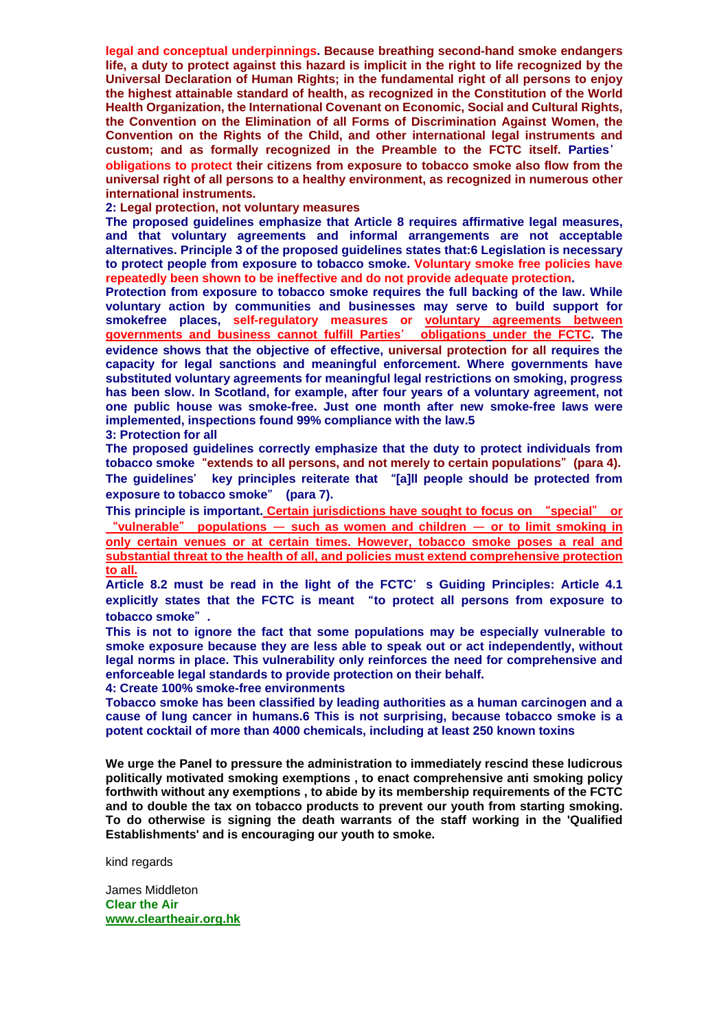**legal and conceptual underpinnings. Because breathing second-hand smoke endangers life, a duty to protect against this hazard is implicit in the right to life recognized by the Universal Declaration of Human Rights; in the fundamental right of all persons to enjoy the highest attainable standard of health, as recognized in the Constitution of the World Health Organization, the International Covenant on Economic, Social and Cultural Rights, the Convention on the Elimination of all Forms of Discrimination Against Women, the Convention on the Rights of the Child, and other international legal instruments and custom; and as formally recognized in the Preamble to the FCTC itself. Parties' obligations to protect their citizens from exposure to tobacco smoke also flow from the universal right of all persons to a healthy environment, as recognized in numerous other international instruments.**

**2: Legal protection, not voluntary measures**

**The proposed guidelines emphasize that Article 8 requires affirmative legal measures, and that voluntary agreements and informal arrangements are not acceptable alternatives. Principle 3 of the proposed guidelines states that:6 Legislation is necessary to protect people from exposure to tobacco smoke. Voluntary smoke free policies have repeatedly been shown to be ineffective and do not provide adequate protection.**

**Protection from exposure to tobacco smoke requires the full backing of the law. While voluntary action by communities and businesses may serve to build support for smokefree places, self-regulatory measures or voluntary agreements between governments and business cannot fulfill Parties' obligations under the FCTC. The evidence shows that the objective of effective, universal protection for all requires the capacity for legal sanctions and meaningful enforcement. Where governments have substituted voluntary agreements for meaningful legal restrictions on smoking, progress has been slow. In Scotland, for example, after four years of a voluntary agreement, not one public house was smoke-free. Just one month after new smoke-free laws were implemented, inspections found 99% compliance with the law.5**

**3: Protection for all**

**The proposed guidelines correctly emphasize that the duty to protect individuals from tobacco smoke "extends to all persons, and not merely to certain populations" (para 4). The guidelines' key principles reiterate that "[a]ll people should be protected from exposure to tobacco smoke" (para 7).**

**This principle is important. Certain jurisdictions have sought to focus on "special" or "vulnerable" populations — such as women and children — or to limit smoking in only certain venues or at certain times. However, tobacco smoke poses a real and substantial threat to the health of all, and policies must extend comprehensive protection to all.**

**Article 8.2 must be read in the light of the FCTC's Guiding Principles: Article 4.1 explicitly states that the FCTC is meant "to protect all persons from exposure to tobacco smoke".**

**This is not to ignore the fact that some populations may be especially vulnerable to smoke exposure because they are less able to speak out or act independently, without legal norms in place. This vulnerability only reinforces the need for comprehensive and enforceable legal standards to provide protection on their behalf.**

**4: Create 100% smoke-free environments**

**Tobacco smoke has been classified by leading authorities as a human carcinogen and a cause of lung cancer in humans.6 This is not surprising, because tobacco smoke is a potent cocktail of more than 4000 chemicals, including at least 250 known toxins**

**We urge the Panel to pressure the administration to immediately rescind these ludicrous politically motivated smoking exemptions , to enact comprehensive anti smoking policy forthwith without any exemptions , to abide by its membership requirements of the FCTC and to double the tax on tobacco products to prevent our youth from starting smoking. To do otherwise is signing the death warrants of the staff working in the 'Qualified Establishments' and is encouraging our youth to smoke.**

kind regards

James Middleton
**Clear the Air**
**www.cleartheair.org.hk**